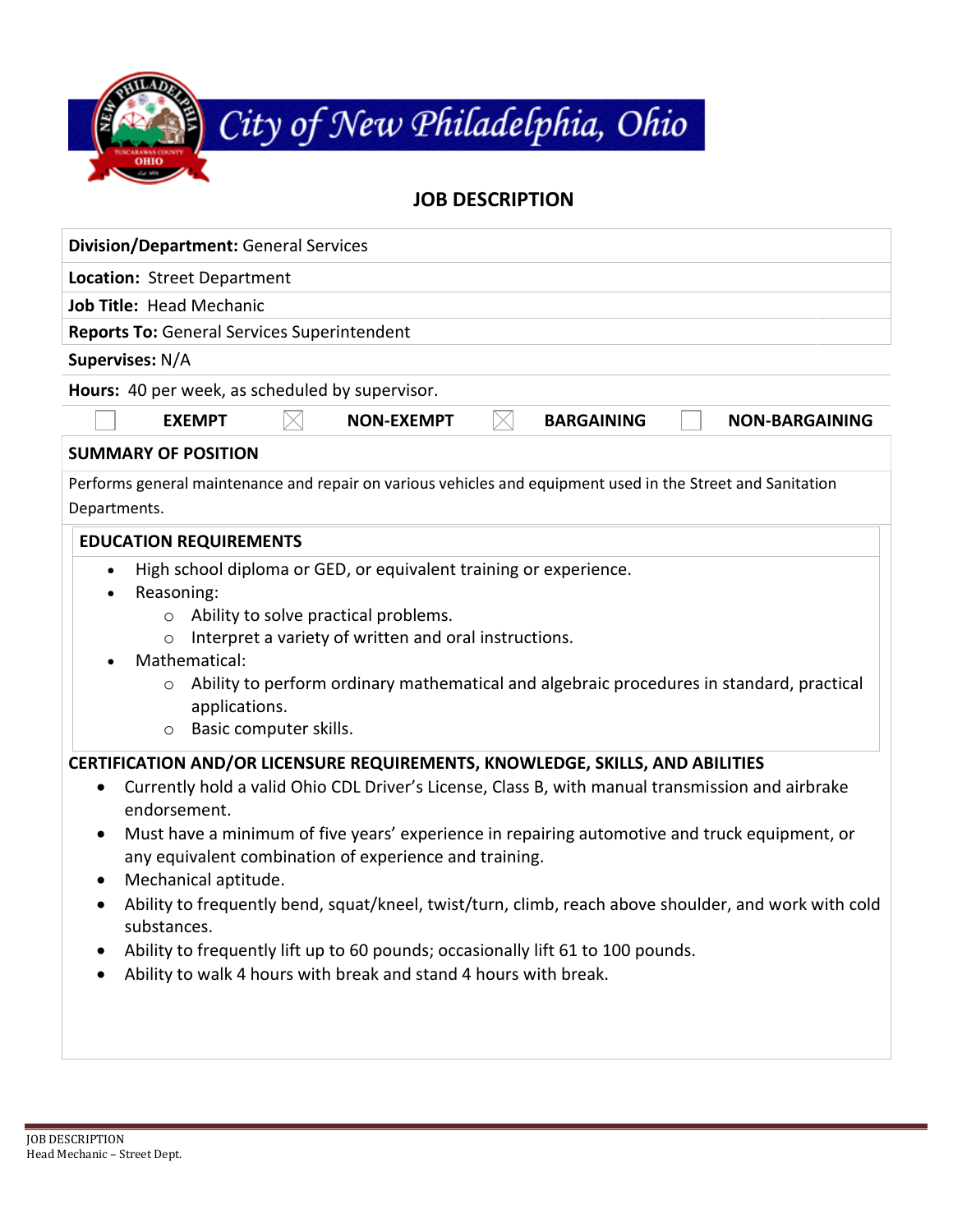# City of New Philadelphia, Ohio

## JOB DESCRIPTION

**Division/Department:** General Services

**Location:** Street Department

**Job Title:** Head Mechanic

**Reports To:** General Services Superintendent

**Supervises:** N/A

**Hours:** 40 per week, as scheduled by supervisor.

| ☐ | EXEMPT | ☒ | NON-EXEMPT | ☒ | BARGAINING | ☐ | NON-BARGAINING |
|---|---|---|---|---|---|---|---|

### SUMMARY OF POSITION

Performs general maintenance and repair on various vehicles and equipment used in the Street and Sanitation Departments.

### EDUCATION REQUIREMENTS

- High school diploma or GED, or equivalent training or experience.
- Reasoning:
  - Ability to solve practical problems.
  - Interpret a variety of written and oral instructions.
- Mathematical:
  - Ability to perform ordinary mathematical and algebraic procedures in standard, practical applications.
  - Basic computer skills.

### CERTIFICATION AND/OR LICENSURE REQUIREMENTS, KNOWLEDGE, SKILLS, AND ABILITIES

- Currently hold a valid Ohio CDL Driver's License, Class B, with manual transmission and airbrake endorsement.
- Must have a minimum of five years' experience in repairing automotive and truck equipment, or any equivalent combination of experience and training.
- Mechanical aptitude.
- Ability to frequently bend, squat/kneel, twist/turn, climb, reach above shoulder, and work with cold substances.
- Ability to frequently lift up to 60 pounds; occasionally lift 61 to 100 pounds.
- Ability to walk 4 hours with break and stand 4 hours with break.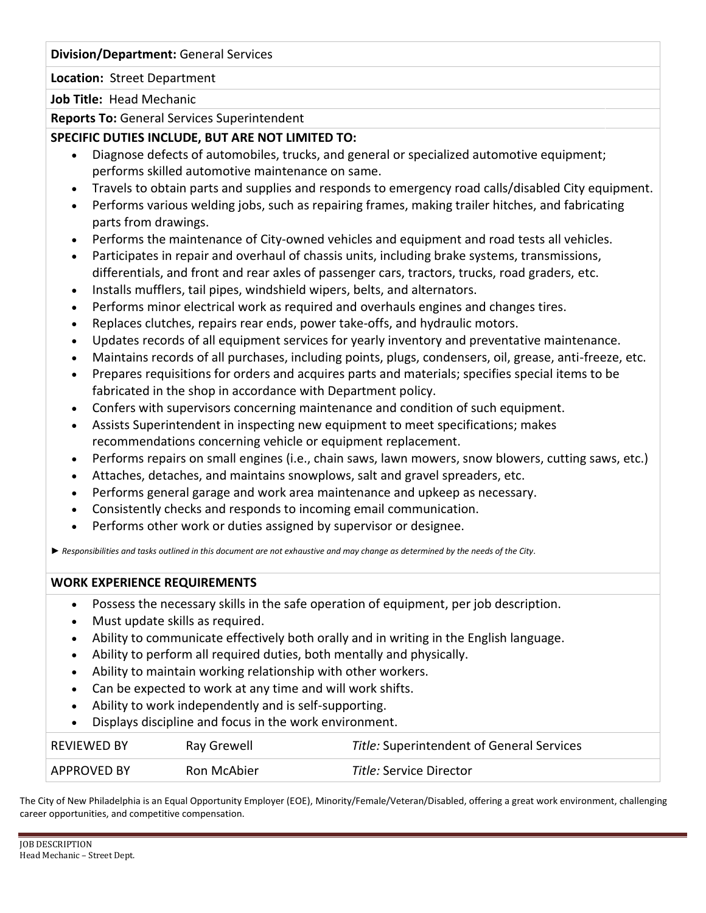**Division/Department:** General Services

**Location:** Street Department

**Job Title:** Head Mechanic

**Reports To:** General Services Superintendent

**SPECIFIC DUTIES INCLUDE, BUT ARE NOT LIMITED TO:**

- Diagnose defects of automobiles, trucks, and general or specialized automotive equipment; performs skilled automotive maintenance on same.
- Travels to obtain parts and supplies and responds to emergency road calls/disabled City equipment.
- Performs various welding jobs, such as repairing frames, making trailer hitches, and fabricating parts from drawings.
- Performs the maintenance of City-owned vehicles and equipment and road tests all vehicles.
- Participates in repair and overhaul of chassis units, including brake systems, transmissions, differentials, and front and rear axles of passenger cars, tractors, trucks, road graders, etc.
- Installs mufflers, tail pipes, windshield wipers, belts, and alternators.
- Performs minor electrical work as required and overhauls engines and changes tires.
- Replaces clutches, repairs rear ends, power take-offs, and hydraulic motors.
- Updates records of all equipment services for yearly inventory and preventative maintenance.
- Maintains records of all purchases, including points, plugs, condensers, oil, grease, anti-freeze, etc.
- Prepares requisitions for orders and acquires parts and materials; specifies special items to be fabricated in the shop in accordance with Department policy.
- Confers with supervisors concerning maintenance and condition of such equipment.
- Assists Superintendent in inspecting new equipment to meet specifications; makes recommendations concerning vehicle or equipment replacement.
- Performs repairs on small engines (i.e., chain saws, lawn mowers, snow blowers, cutting saws, etc.)
- Attaches, detaches, and maintains snowplows, salt and gravel spreaders, etc.
- Performs general garage and work area maintenance and upkeep as necessary.
- Consistently checks and responds to incoming email communication.
- Performs other work or duties assigned by supervisor or designee.

► *Responsibilities and tasks outlined in this document are not exhaustive and may change as determined by the needs of the City.*

**WORK EXPERIENCE REQUIREMENTS**

- Possess the necessary skills in the safe operation of equipment, per job description.
- Must update skills as required.
- Ability to communicate effectively both orally and in writing in the English language.
- Ability to perform all required duties, both mentally and physically.
- Ability to maintain working relationship with other workers.
- Can be expected to work at any time and will work shifts.
- Ability to work independently and is self-supporting.
- Displays discipline and focus in the work environment.

| | | |
|---|---|---|
| REVIEWED BY | Ray Grewell | *Title:* Superintendent of General Services |
| APPROVED BY | Ron McAbier | *Title:* Service Director |

The City of New Philadelphia is an Equal Opportunity Employer (EOE), Minority/Female/Veteran/Disabled, offering a great work environment, challenging career opportunities, and competitive compensation.